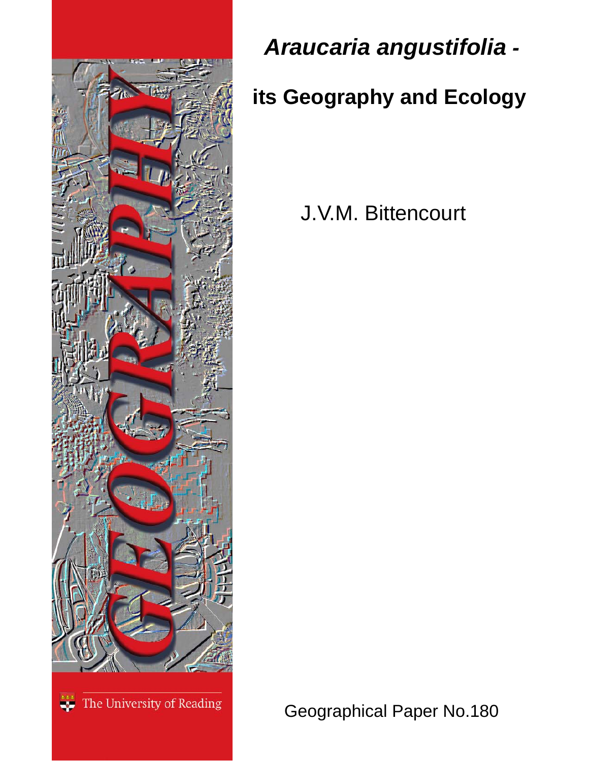# *Araucaria angustifolia* -

## its Geography and Ecology

J.V.M. Bittencourt

GEOGRAPHY

The University of Reading

Geographical Paper No.180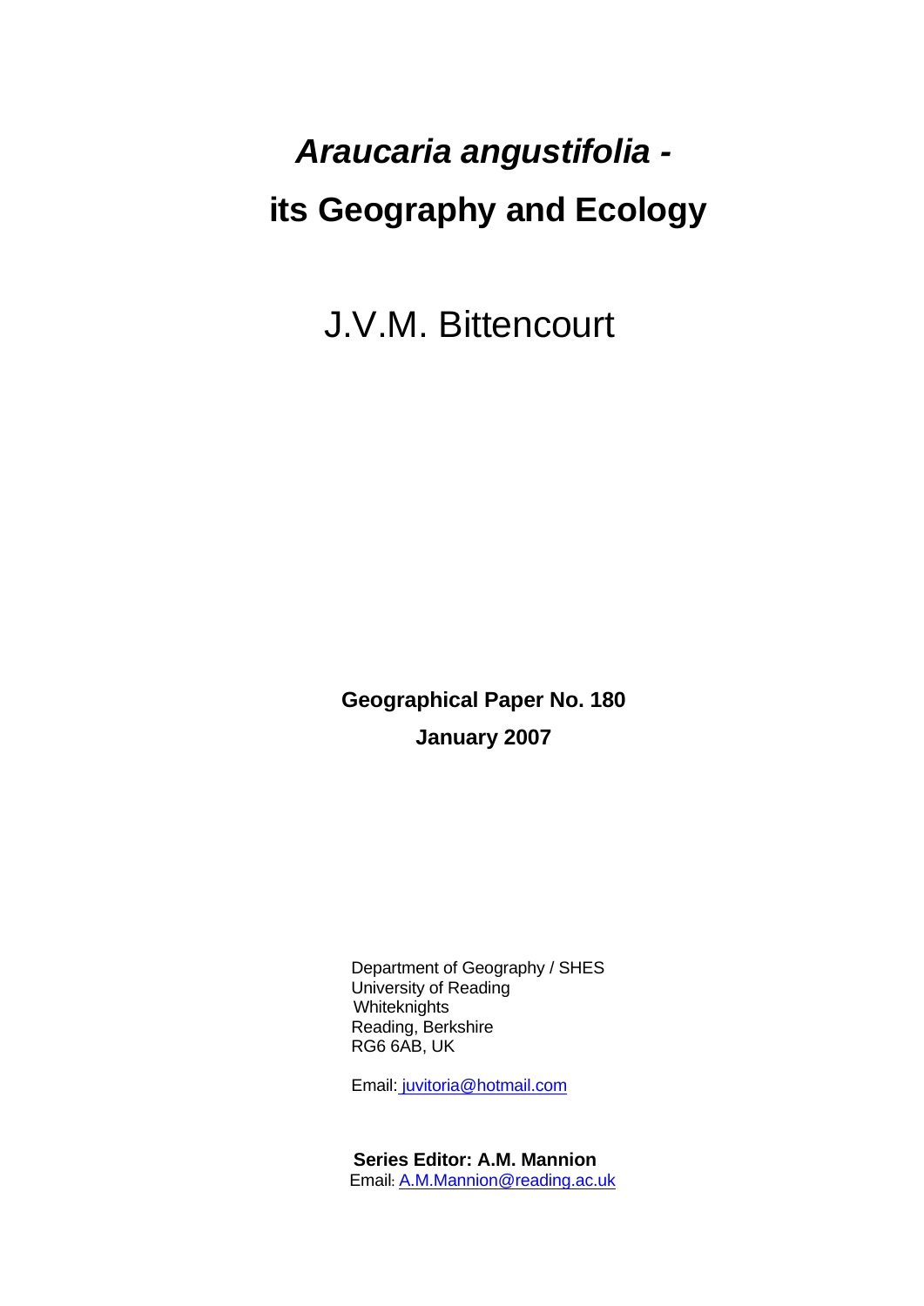# *Araucaria angustifolia* - its Geography and Ecology

J.V.M. Bittencourt

**Geographical Paper No. 180**

**January 2007**

Department of Geography / SHES
University of Reading
Whiteknights
Reading, Berkshire
RG6 6AB, UK

Email: juvitoria@hotmail.com

**Series Editor: A.M. Mannion**
Email: A.M.Mannion@reading.ac.uk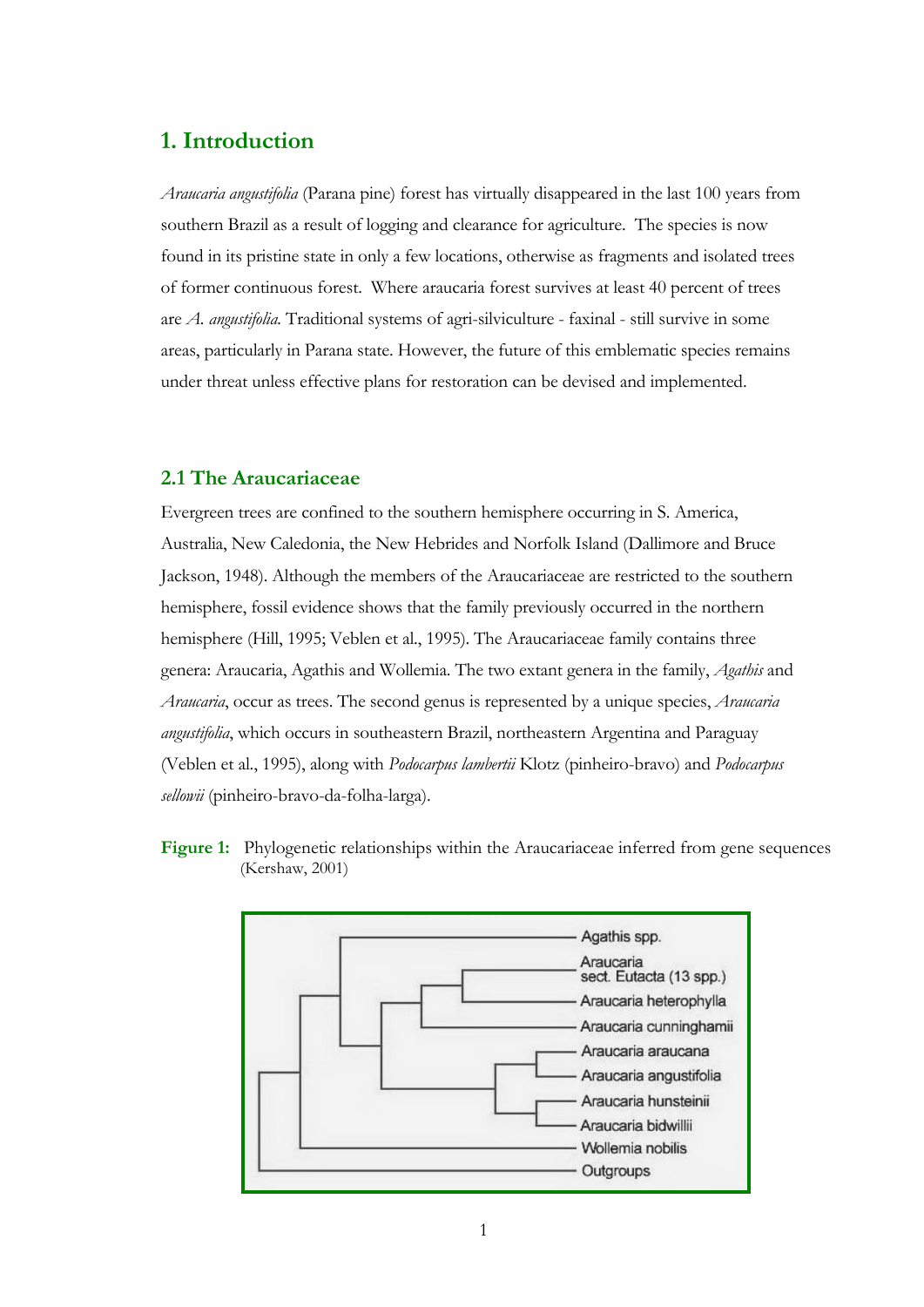# 1. Introduction

*Araucaria angustifolia* (Parana pine) forest has virtually disappeared in the last 100 years from southern Brazil as a result of logging and clearance for agriculture. The species is now found in its pristine state in only a few locations, otherwise as fragments and isolated trees of former continuous forest. Where araucaria forest survives at least 40 percent of trees are *A. angustifolia.* Traditional systems of agri-silviculture - faxinal - still survive in some areas, particularly in Parana state. However, the future of this emblematic species remains under threat unless effective plans for restoration can be devised and implemented.

## 2.1 The Araucariaceae

Evergreen trees are confined to the southern hemisphere occurring in S. America, Australia, New Caledonia, the New Hebrides and Norfolk Island (Dallimore and Bruce Jackson, 1948). Although the members of the Araucariaceae are restricted to the southern hemisphere, fossil evidence shows that the family previously occurred in the northern hemisphere (Hill, 1995; Veblen et al., 1995). The Araucariaceae family contains three genera: Araucaria, Agathis and Wollemia. The two extant genera in the family, *Agathis* and *Araucaria*, occur as trees. The second genus is represented by a unique species, *Araucaria angustifolia*, which occurs in southeastern Brazil, northeastern Argentina and Paraguay (Veblen et al., 1995), along with *Podocarpus lambertii* Klotz (pinheiro-bravo) and *Podocarpus sellowii* (pinheiro-bravo-da-folha-larga).

**Figure 1:** Phylogenetic relationships within the Araucariaceae inferred from gene sequences (Kershaw, 2001)

Agathis spp.
Araucaria sect. Eutacta (13 spp.)
Araucaria heterophylla
Araucaria cunninghamii
Araucaria araucana
Araucaria angustifolia
Araucaria hunsteinii
Araucaria bidwillii
Wollemia nobilis
Outgroups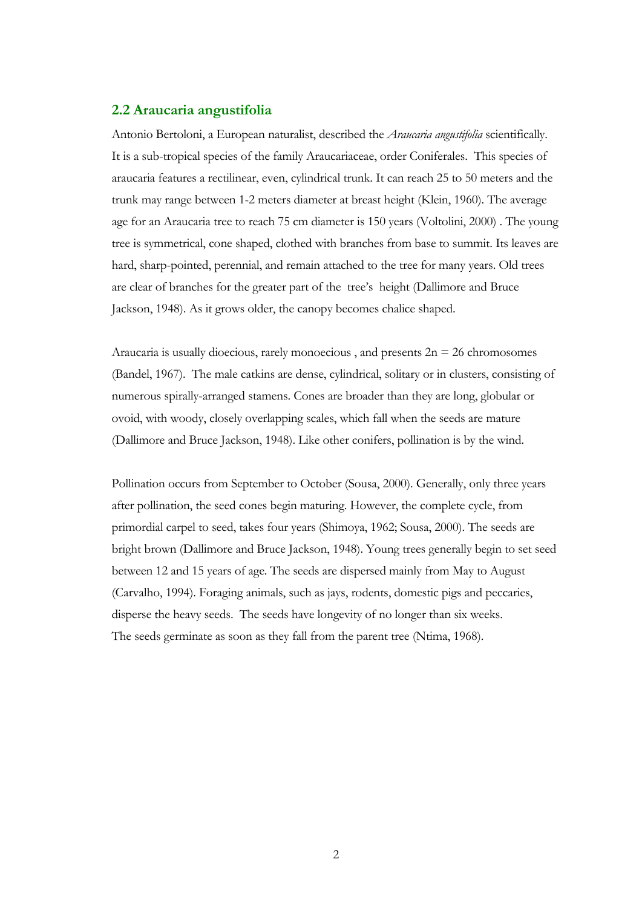## 2.2 Araucaria angustifolia

Antonio Bertoloni, a European naturalist, described the *Araucaria angustifolia* scientifically. It is a sub-tropical species of the family Araucariaceae, order Coniferales. This species of araucaria features a rectilinear, even, cylindrical trunk. It can reach 25 to 50 meters and the trunk may range between 1-2 meters diameter at breast height (Klein, 1960). The average age for an Araucaria tree to reach 75 cm diameter is 150 years (Voltolini, 2000) . The young tree is symmetrical, cone shaped, clothed with branches from base to summit. Its leaves are hard, sharp-pointed, perennial, and remain attached to the tree for many years. Old trees are clear of branches for the greater part of the tree's height (Dallimore and Bruce Jackson, 1948). As it grows older, the canopy becomes chalice shaped.

Araucaria is usually dioecious, rarely monoecious , and presents 2n = 26 chromosomes (Bandel, 1967). The male catkins are dense, cylindrical, solitary or in clusters, consisting of numerous spirally-arranged stamens. Cones are broader than they are long, globular or ovoid, with woody, closely overlapping scales, which fall when the seeds are mature (Dallimore and Bruce Jackson, 1948). Like other conifers, pollination is by the wind.

Pollination occurs from September to October (Sousa, 2000). Generally, only three years after pollination, the seed cones begin maturing. However, the complete cycle, from primordial carpel to seed, takes four years (Shimoya, 1962; Sousa, 2000). The seeds are bright brown (Dallimore and Bruce Jackson, 1948). Young trees generally begin to set seed between 12 and 15 years of age. The seeds are dispersed mainly from May to August (Carvalho, 1994). Foraging animals, such as jays, rodents, domestic pigs and peccaries, disperse the heavy seeds. The seeds have longevity of no longer than six weeks. The seeds germinate as soon as they fall from the parent tree (Ntima, 1968).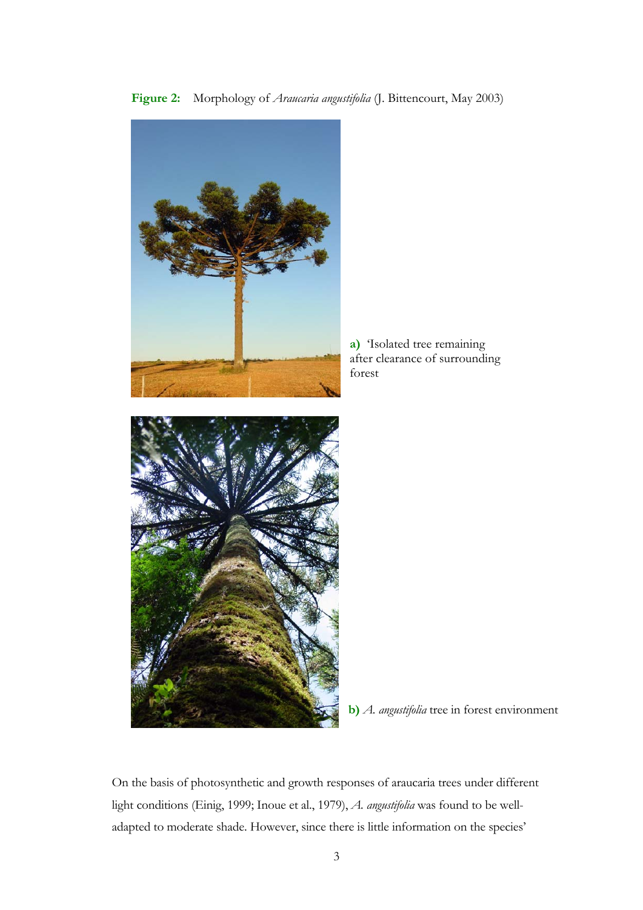**Figure 2:** Morphology of *Araucaria angustifolia* (J. Bittencourt, May 2003)

**a)** 'Isolated tree remaining after clearance of surrounding forest

**b)** *A. angustifolia* tree in forest environment

On the basis of photosynthetic and growth responses of araucaria trees under different light conditions (Einig, 1999; Inoue et al., 1979), *A. angustifolia* was found to be well-adapted to moderate shade. However, since there is little information on the species'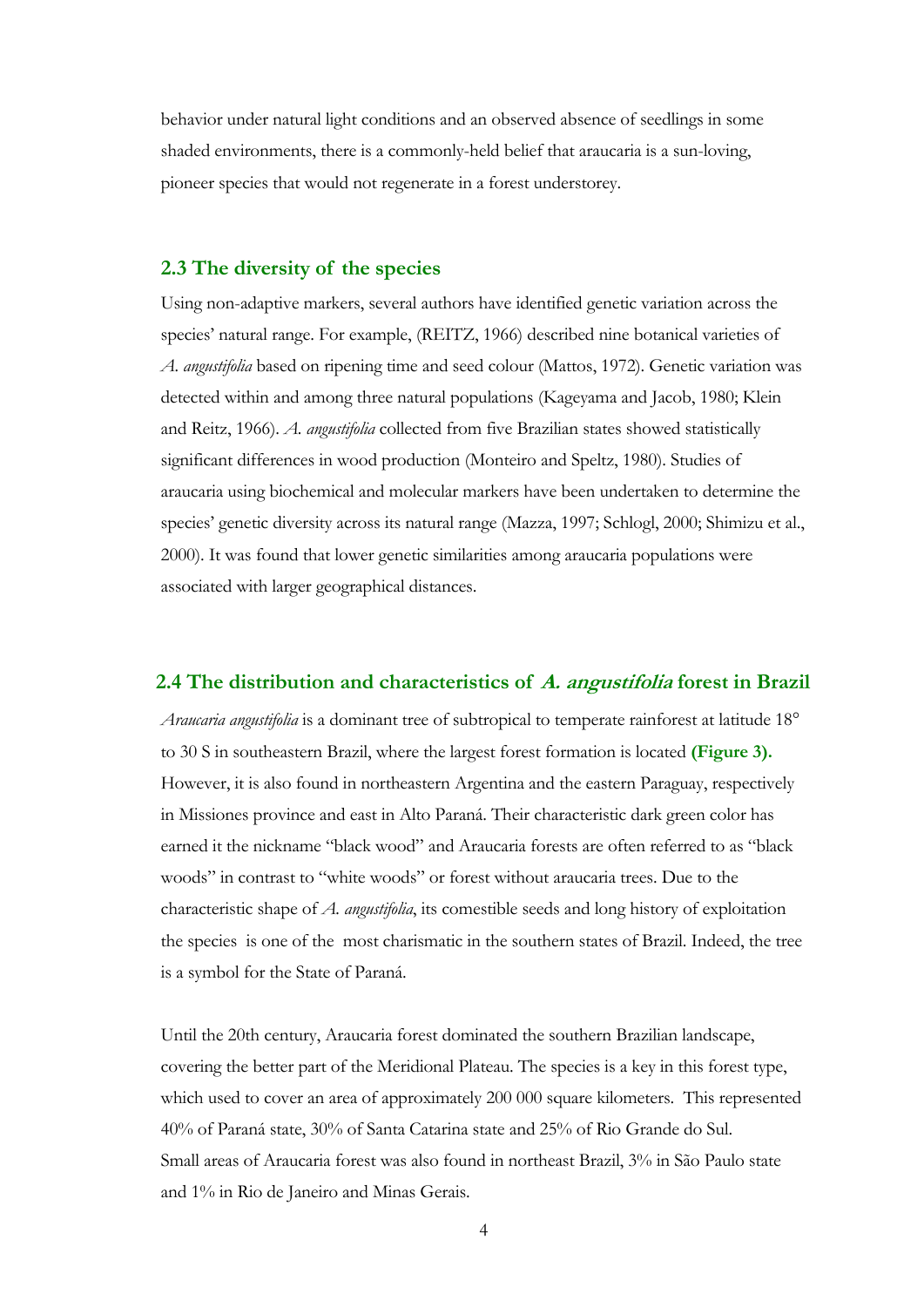behavior under natural light conditions and an observed absence of seedlings in some shaded environments, there is a commonly-held belief that araucaria is a sun-loving, pioneer species that would not regenerate in a forest understorey.

## 2.3 The diversity of the species

Using non-adaptive markers, several authors have identified genetic variation across the species' natural range. For example, (REITZ, 1966) described nine botanical varieties of *A. angustifolia* based on ripening time and seed colour (Mattos, 1972). Genetic variation was detected within and among three natural populations (Kageyama and Jacob, 1980; Klein and Reitz, 1966). *A. angustifolia* collected from five Brazilian states showed statistically significant differences in wood production (Monteiro and Speltz, 1980). Studies of araucaria using biochemical and molecular markers have been undertaken to determine the species' genetic diversity across its natural range (Mazza, 1997; Schlogl, 2000; Shimizu et al., 2000). It was found that lower genetic similarities among araucaria populations were associated with larger geographical distances.

## 2.4 The distribution and characteristics of *A. angustifolia* forest in Brazil

*Araucaria angustifolia* is a dominant tree of subtropical to temperate rainforest at latitude 18° to 30 S in southeastern Brazil, where the largest forest formation is located **(Figure 3).** However, it is also found in northeastern Argentina and the eastern Paraguay, respectively in Missiones province and east in Alto Paraná. Their characteristic dark green color has earned it the nickname "black wood" and Araucaria forests are often referred to as "black woods" in contrast to "white woods" or forest without araucaria trees. Due to the characteristic shape of *A. angustifolia*, its comestible seeds and long history of exploitation the species is one of the most charismatic in the southern states of Brazil. Indeed, the tree is a symbol for the State of Paraná.

Until the 20th century, Araucaria forest dominated the southern Brazilian landscape, covering the better part of the Meridional Plateau. The species is a key in this forest type, which used to cover an area of approximately 200 000 square kilometers. This represented 40% of Paraná state, 30% of Santa Catarina state and 25% of Rio Grande do Sul. Small areas of Araucaria forest was also found in northeast Brazil, 3% in São Paulo state and 1% in Rio de Janeiro and Minas Gerais.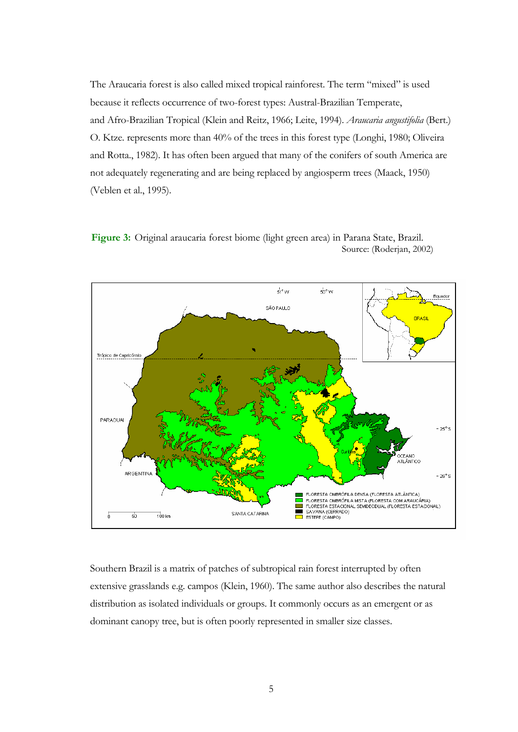The Araucaria forest is also called mixed tropical rainforest. The term "mixed" is used because it reflects occurrence of two-forest types: Austral-Brazilian Temperate, and Afro-Brazilian Tropical (Klein and Reitz, 1966; Leite, 1994). *Araucaria angustifolia* (Bert.) O. Ktze. represents more than 40% of the trees in this forest type (Longhi, 1980; Oliveira and Rotta., 1982). It has often been argued that many of the conifers of south America are not adequately regenerating and are being replaced by angiosperm trees (Maack, 1950) (Veblen et al., 1995).

**Figure 3:** Original araucaria forest biome (light green area) in Parana State, Brazil. Source: (Roderjan, 2002)

Southern Brazil is a matrix of patches of subtropical rain forest interrupted by often extensive grasslands e.g. campos (Klein, 1960). The same author also describes the natural distribution as isolated individuals or groups. It commonly occurs as an emergent or as dominant canopy tree, but is often poorly represented in smaller size classes.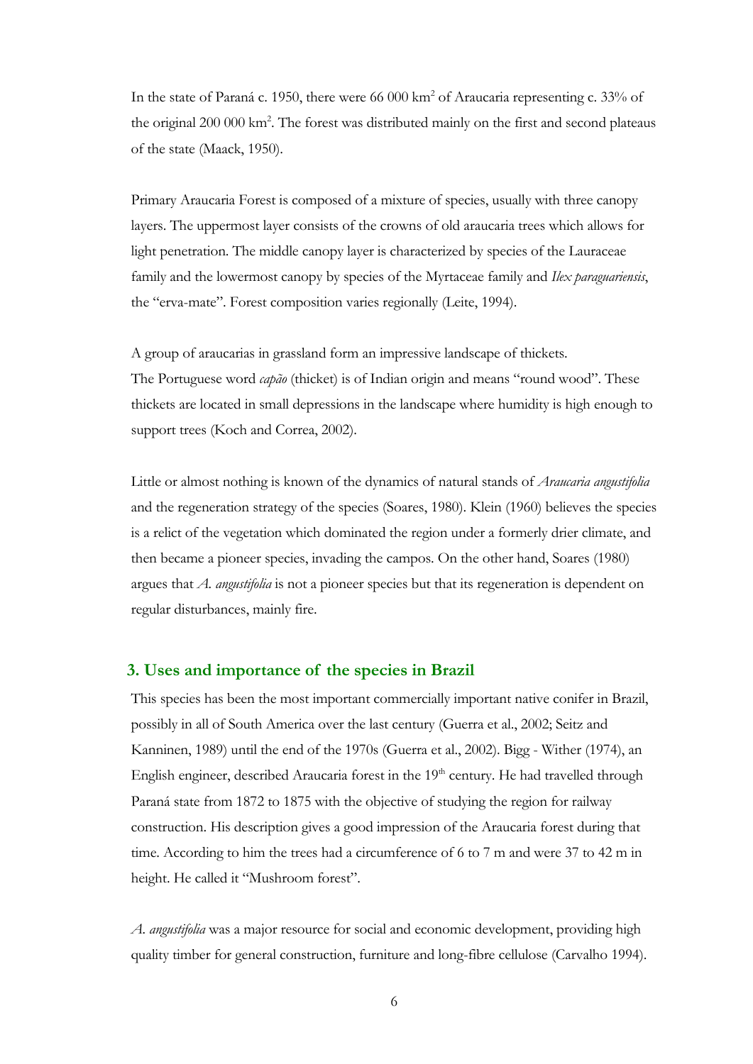In the state of Paraná c. 1950, there were 66 000 km$^2$ of Araucaria representing c. 33% of the original 200 000 km$^2$. The forest was distributed mainly on the first and second plateaus of the state (Maack, 1950).

Primary Araucaria Forest is composed of a mixture of species, usually with three canopy layers. The uppermost layer consists of the crowns of old araucaria trees which allows for light penetration. The middle canopy layer is characterized by species of the Lauraceae family and the lowermost canopy by species of the Myrtaceae family and *Ilex paraguariensis*, the "erva-mate". Forest composition varies regionally (Leite, 1994).

A group of araucarias in grassland form an impressive landscape of thickets. The Portuguese word *capão* (thicket) is of Indian origin and means "round wood". These thickets are located in small depressions in the landscape where humidity is high enough to support trees (Koch and Correa, 2002).

Little or almost nothing is known of the dynamics of natural stands of *Araucaria angustifolia* and the regeneration strategy of the species (Soares, 1980). Klein (1960) believes the species is a relict of the vegetation which dominated the region under a formerly drier climate, and then became a pioneer species, invading the campos. On the other hand, Soares (1980) argues that *A. angustifolia* is not a pioneer species but that its regeneration is dependent on regular disturbances, mainly fire.

## 3. Uses and importance of the species in Brazil

This species has been the most important commercially important native conifer in Brazil, possibly in all of South America over the last century (Guerra et al., 2002; Seitz and Kanninen, 1989) until the end of the 1970s (Guerra et al., 2002). Bigg - Wither (1974), an English engineer, described Araucaria forest in the 19th century. He had travelled through Paraná state from 1872 to 1875 with the objective of studying the region for railway construction. His description gives a good impression of the Araucaria forest during that time. According to him the trees had a circumference of 6 to 7 m and were 37 to 42 m in height. He called it "Mushroom forest".

*A. angustifolia* was a major resource for social and economic development, providing high quality timber for general construction, furniture and long-fibre cellulose (Carvalho 1994).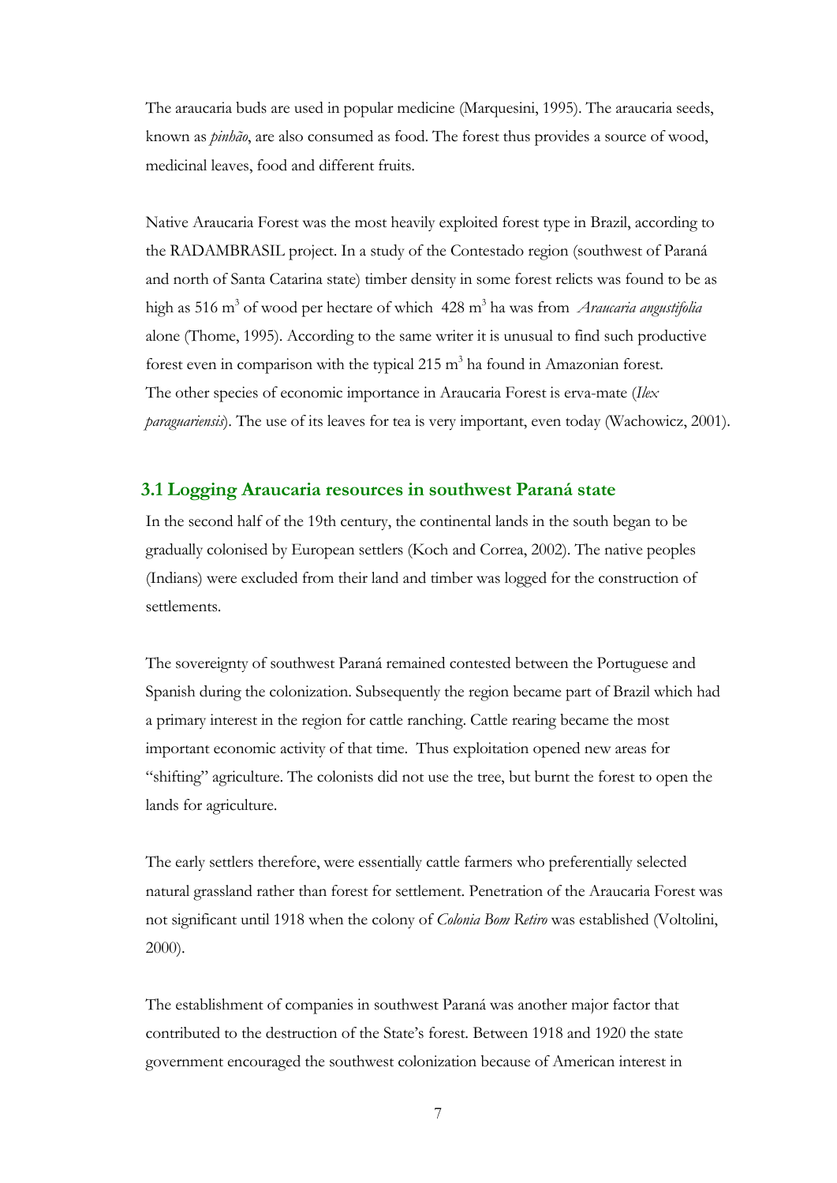The araucaria buds are used in popular medicine (Marquesini, 1995). The araucaria seeds, known as *pinhão*, are also consumed as food. The forest thus provides a source of wood, medicinal leaves, food and different fruits.

Native Araucaria Forest was the most heavily exploited forest type in Brazil, according to the RADAMBRASIL project. In a study of the Contestado region (southwest of Paraná and north of Santa Catarina state) timber density in some forest relicts was found to be as high as 516 $m^3$ of wood per hectare of which 428 $m^3$ ha was from *Araucaria angustifolia* alone (Thome, 1995). According to the same writer it is unusual to find such productive forest even in comparison with the typical 215 $m^3$ ha found in Amazonian forest. The other species of economic importance in Araucaria Forest is erva-mate (*Ilex paraguariensis*). The use of its leaves for tea is very important, even today (Wachowicz, 2001).

### 3.1 Logging Araucaria resources in southwest Paraná state

In the second half of the 19th century, the continental lands in the south began to be gradually colonised by European settlers (Koch and Correa, 2002). The native peoples (Indians) were excluded from their land and timber was logged for the construction of settlements.

The sovereignty of southwest Paraná remained contested between the Portuguese and Spanish during the colonization. Subsequently the region became part of Brazil which had a primary interest in the region for cattle ranching. Cattle rearing became the most important economic activity of that time. Thus exploitation opened new areas for "shifting" agriculture. The colonists did not use the tree, but burnt the forest to open the lands for agriculture.

The early settlers therefore, were essentially cattle farmers who preferentially selected natural grassland rather than forest for settlement. Penetration of the Araucaria Forest was not significant until 1918 when the colony of *Colonia Bom Retiro* was established (Voltolini, 2000).

The establishment of companies in southwest Paraná was another major factor that contributed to the destruction of the State's forest. Between 1918 and 1920 the state government encouraged the southwest colonization because of American interest in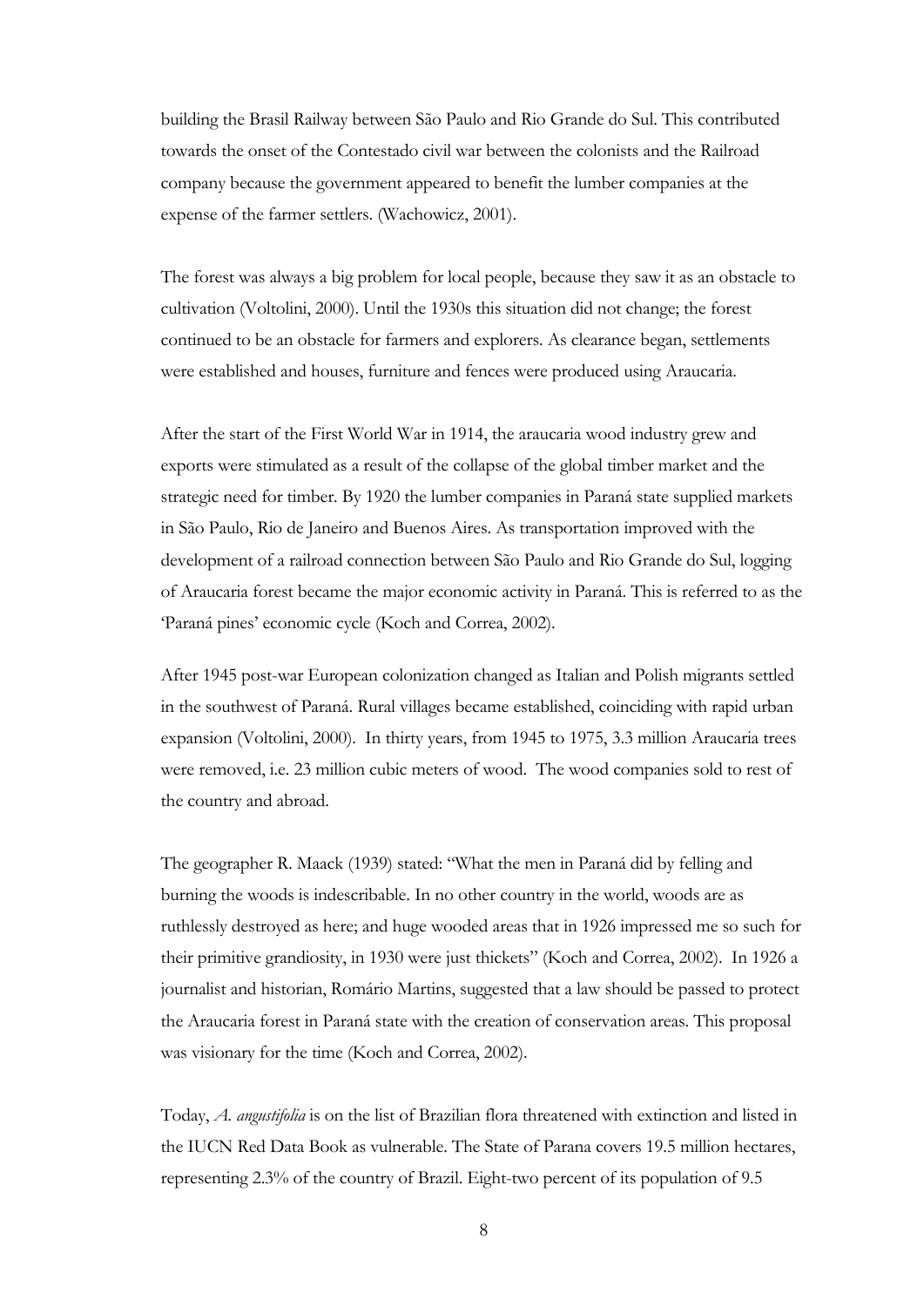building the Brasil Railway between São Paulo and Rio Grande do Sul. This contributed towards the onset of the Contestado civil war between the colonists and the Railroad company because the government appeared to benefit the lumber companies at the expense of the farmer settlers. (Wachowicz, 2001).

The forest was always a big problem for local people, because they saw it as an obstacle to cultivation (Voltolini, 2000). Until the 1930s this situation did not change; the forest continued to be an obstacle for farmers and explorers. As clearance began, settlements were established and houses, furniture and fences were produced using Araucaria.

After the start of the First World War in 1914, the araucaria wood industry grew and exports were stimulated as a result of the collapse of the global timber market and the strategic need for timber. By 1920 the lumber companies in Paraná state supplied markets in São Paulo, Rio de Janeiro and Buenos Aires. As transportation improved with the development of a railroad connection between São Paulo and Rio Grande do Sul, logging of Araucaria forest became the major economic activity in Paraná. This is referred to as the 'Paraná pines' economic cycle (Koch and Correa, 2002).

After 1945 post-war European colonization changed as Italian and Polish migrants settled in the southwest of Paraná. Rural villages became established, coinciding with rapid urban expansion (Voltolini, 2000). In thirty years, from 1945 to 1975, 3.3 million Araucaria trees were removed, i.e. 23 million cubic meters of wood. The wood companies sold to rest of the country and abroad.

The geographer R. Maack (1939) stated: "What the men in Paraná did by felling and burning the woods is indescribable. In no other country in the world, woods are as ruthlessly destroyed as here; and huge wooded areas that in 1926 impressed me so such for their primitive grandiosity, in 1930 were just thickets" (Koch and Correa, 2002). In 1926 a journalist and historian, Romário Martins, suggested that a law should be passed to protect the Araucaria forest in Paraná state with the creation of conservation areas. This proposal was visionary for the time (Koch and Correa, 2002).

Today, *A. angustifolia* is on the list of Brazilian flora threatened with extinction and listed in the IUCN Red Data Book as vulnerable. The State of Parana covers 19.5 million hectares, representing 2.3% of the country of Brazil. Eight-two percent of its population of 9.5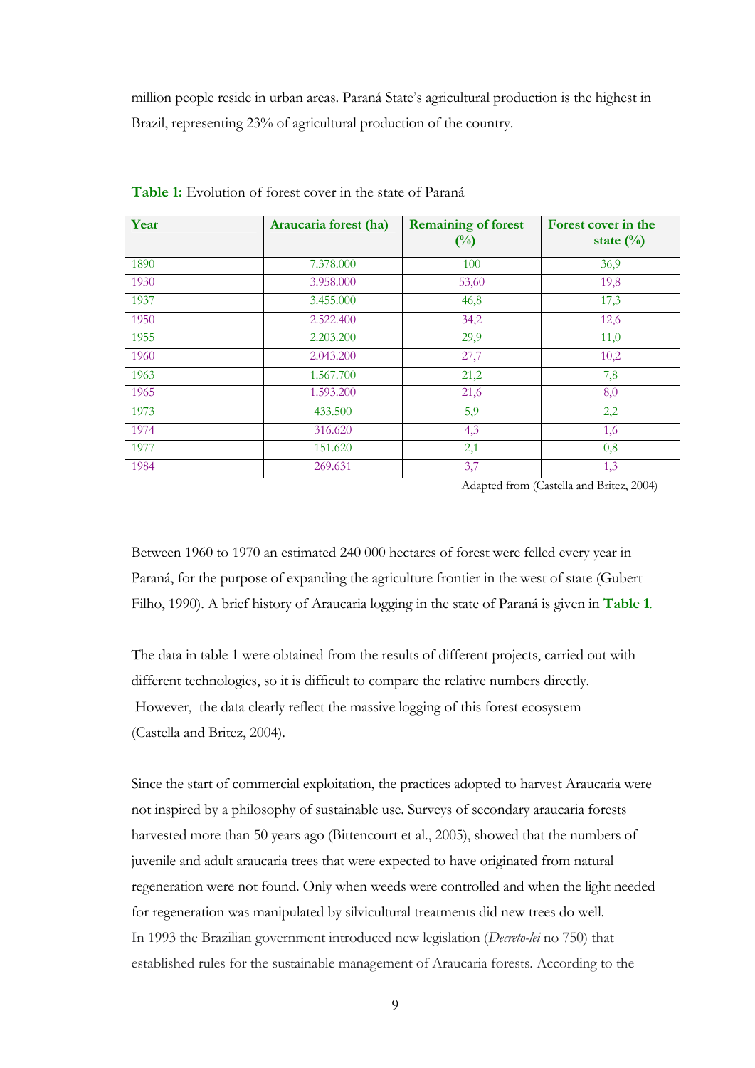million people reside in urban areas. Paraná State's agricultural production is the highest in Brazil, representing 23% of agricultural production of the country.

**Table 1:** Evolution of forest cover in the state of Paraná

| Year | Araucaria forest (ha) | Remaining of forest (%) | Forest cover in the state (%) |
|---|---|---|---|
| 1890 | 7.378.000 | 100 | 36,9 |
| 1930 | 3.958.000 | 53,60 | 19,8 |
| 1937 | 3.455.000 | 46,8 | 17,3 |
| 1950 | 2.522.400 | 34,2 | 12,6 |
| 1955 | 2.203.200 | 29,9 | 11,0 |
| 1960 | 2.043.200 | 27,7 | 10,2 |
| 1963 | 1.567.700 | 21,2 | 7,8 |
| 1965 | 1.593.200 | 21,6 | 8,0 |
| 1973 | 433.500 | 5,9 | 2,2 |
| 1974 | 316.620 | 4,3 | 1,6 |
| 1977 | 151.620 | 2,1 | 0,8 |
| 1984 | 269.631 | 3,7 | 1,3 |

Adapted from (Castella and Britez, 2004)

Between 1960 to 1970 an estimated 240 000 hectares of forest were felled every year in Paraná, for the purpose of expanding the agriculture frontier in the west of state (Gubert Filho, 1990). A brief history of Araucaria logging in the state of Paraná is given in **Table 1**.

The data in table 1 were obtained from the results of different projects, carried out with different technologies, so it is difficult to compare the relative numbers directly. However, the data clearly reflect the massive logging of this forest ecosystem (Castella and Britez, 2004).

Since the start of commercial exploitation, the practices adopted to harvest Araucaria were not inspired by a philosophy of sustainable use. Surveys of secondary araucaria forests harvested more than 50 years ago (Bittencourt et al., 2005), showed that the numbers of juvenile and adult araucaria trees that were expected to have originated from natural regeneration were not found. Only when weeds were controlled and when the light needed for regeneration was manipulated by silvicultural treatments did new trees do well.
In 1993 the Brazilian government introduced new legislation (*Decreto-lei* no 750) that established rules for the sustainable management of Araucaria forests. According to the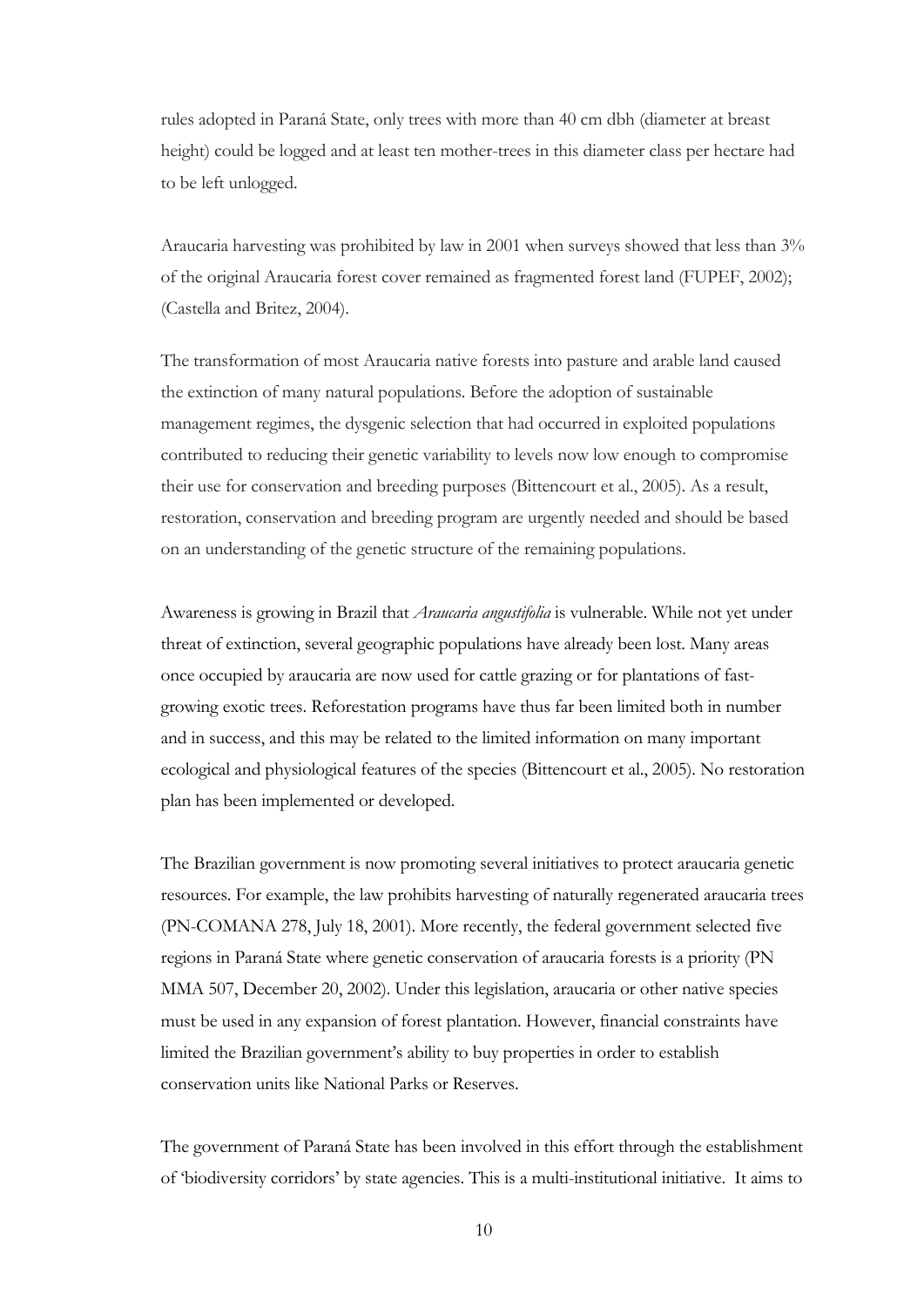rules adopted in Paraná State, only trees with more than 40 cm dbh (diameter at breast height) could be logged and at least ten mother-trees in this diameter class per hectare had to be left unlogged.

Araucaria harvesting was prohibited by law in 2001 when surveys showed that less than 3% of the original Araucaria forest cover remained as fragmented forest land (FUPEF, 2002); (Castella and Britez, 2004).

The transformation of most Araucaria native forests into pasture and arable land caused the extinction of many natural populations. Before the adoption of sustainable management regimes, the dysgenic selection that had occurred in exploited populations contributed to reducing their genetic variability to levels now low enough to compromise their use for conservation and breeding purposes (Bittencourt et al., 2005). As a result, restoration, conservation and breeding program are urgently needed and should be based on an understanding of the genetic structure of the remaining populations.

Awareness is growing in Brazil that *Araucaria angustifolia* is vulnerable. While not yet under threat of extinction, several geographic populations have already been lost. Many areas once occupied by araucaria are now used for cattle grazing or for plantations of fast-growing exotic trees. Reforestation programs have thus far been limited both in number and in success, and this may be related to the limited information on many important ecological and physiological features of the species (Bittencourt et al., 2005). No restoration plan has been implemented or developed.

The Brazilian government is now promoting several initiatives to protect araucaria genetic resources. For example, the law prohibits harvesting of naturally regenerated araucaria trees (PN-COMANA 278, July 18, 2001). More recently, the federal government selected five regions in Paraná State where genetic conservation of araucaria forests is a priority (PN MMA 507, December 20, 2002). Under this legislation, araucaria or other native species must be used in any expansion of forest plantation. However, financial constraints have limited the Brazilian government's ability to buy properties in order to establish conservation units like National Parks or Reserves.

The government of Paraná State has been involved in this effort through the establishment of 'biodiversity corridors' by state agencies. This is a multi-institutional initiative. It aims to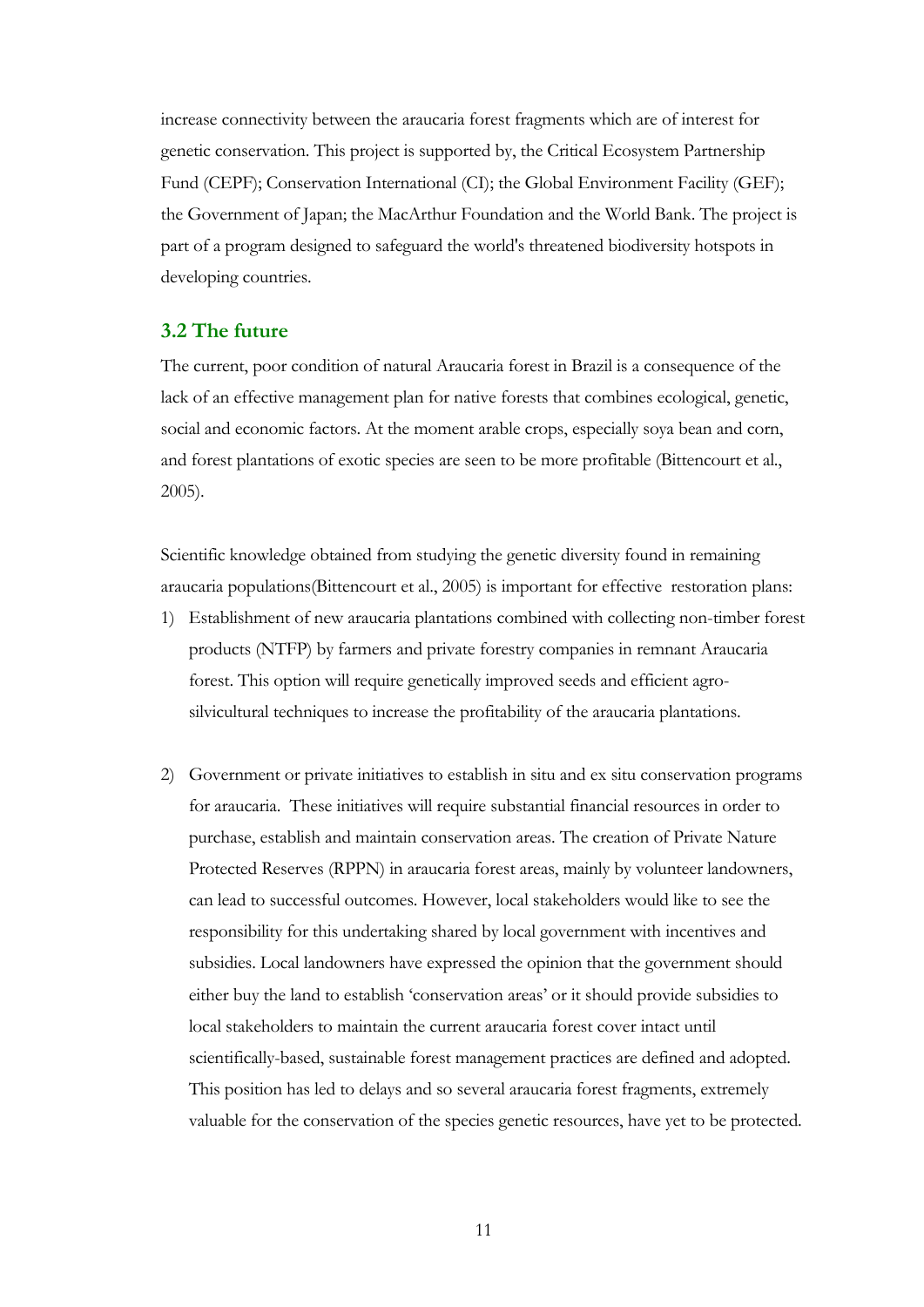increase connectivity between the araucaria forest fragments which are of interest for genetic conservation. This project is supported by, the Critical Ecosystem Partnership Fund (CEPF); Conservation International (CI); the Global Environment Facility (GEF); the Government of Japan; the MacArthur Foundation and the World Bank. The project is part of a program designed to safeguard the world's threatened biodiversity hotspots in developing countries.

### 3.2 The future

The current, poor condition of natural Araucaria forest in Brazil is a consequence of the lack of an effective management plan for native forests that combines ecological, genetic, social and economic factors. At the moment arable crops, especially soya bean and corn, and forest plantations of exotic species are seen to be more profitable (Bittencourt et al., 2005).

Scientific knowledge obtained from studying the genetic diversity found in remaining araucaria populations(Bittencourt et al., 2005) is important for effective restoration plans:

1) Establishment of new araucaria plantations combined with collecting non-timber forest products (NTFP) by farmers and private forestry companies in remnant Araucaria forest. This option will require genetically improved seeds and efficient agro-silvicultural techniques to increase the profitability of the araucaria plantations.

2) Government or private initiatives to establish in situ and ex situ conservation programs for araucaria. These initiatives will require substantial financial resources in order to purchase, establish and maintain conservation areas. The creation of Private Nature Protected Reserves (RPPN) in araucaria forest areas, mainly by volunteer landowners, can lead to successful outcomes. However, local stakeholders would like to see the responsibility for this undertaking shared by local government with incentives and subsidies. Local landowners have expressed the opinion that the government should either buy the land to establish 'conservation areas' or it should provide subsidies to local stakeholders to maintain the current araucaria forest cover intact until scientifically-based, sustainable forest management practices are defined and adopted. This position has led to delays and so several araucaria forest fragments, extremely valuable for the conservation of the species genetic resources, have yet to be protected.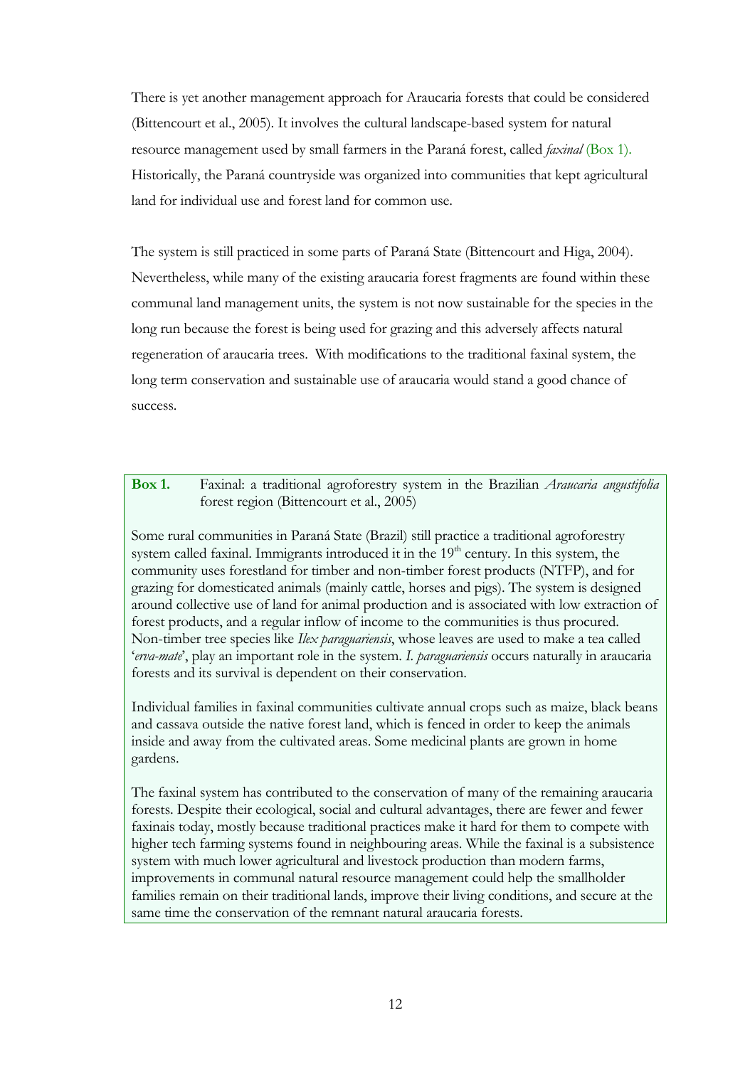There is yet another management approach for Araucaria forests that could be considered (Bittencourt et al., 2005). It involves the cultural landscape-based system for natural resource management used by small farmers in the Paraná forest, called *faxinal* (Box 1). Historically, the Paraná countryside was organized into communities that kept agricultural land for individual use and forest land for common use.

The system is still practiced in some parts of Paraná State (Bittencourt and Higa, 2004). Nevertheless, while many of the existing araucaria forest fragments are found within these communal land management units, the system is not now sustainable for the species in the long run because the forest is being used for grazing and this adversely affects natural regeneration of araucaria trees. With modifications to the traditional faxinal system, the long term conservation and sustainable use of araucaria would stand a good chance of success.

**Box 1.** Faxinal: a traditional agroforestry system in the Brazilian *Araucaria angustifolia* forest region (Bittencourt et al., 2005)

Some rural communities in Paraná State (Brazil) still practice a traditional agroforestry system called faxinal. Immigrants introduced it in the 19th century. In this system, the community uses forestland for timber and non-timber forest products (NTFP), and for grazing for domesticated animals (mainly cattle, horses and pigs). The system is designed around collective use of land for animal production and is associated with low extraction of forest products, and a regular inflow of income to the communities is thus procured. Non-timber tree species like *Ilex paraguariensis*, whose leaves are used to make a tea called '*erva-mate*', play an important role in the system. *I. paraguariensis* occurs naturally in araucaria forests and its survival is dependent on their conservation.

Individual families in faxinal communities cultivate annual crops such as maize, black beans and cassava outside the native forest land, which is fenced in order to keep the animals inside and away from the cultivated areas. Some medicinal plants are grown in home gardens.

The faxinal system has contributed to the conservation of many of the remaining araucaria forests. Despite their ecological, social and cultural advantages, there are fewer and fewer faxinais today, mostly because traditional practices make it hard for them to compete with higher tech farming systems found in neighbouring areas. While the faxinal is a subsistence system with much lower agricultural and livestock production than modern farms, improvements in communal natural resource management could help the smallholder families remain on their traditional lands, improve their living conditions, and secure at the same time the conservation of the remnant natural araucaria forests.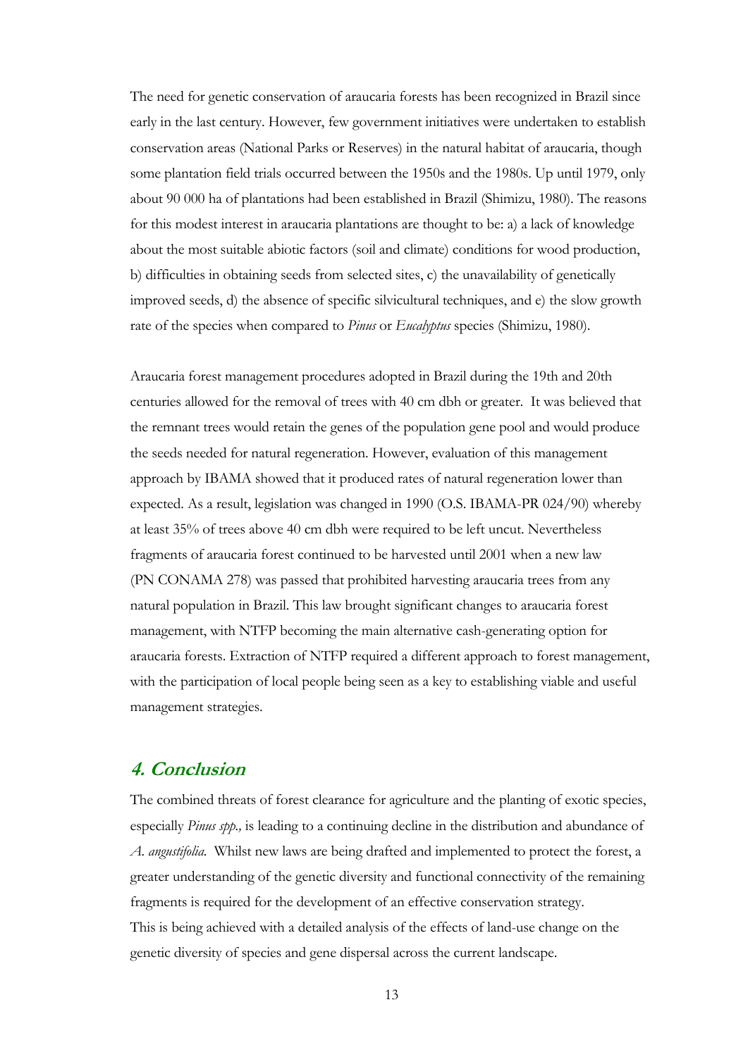The need for genetic conservation of araucaria forests has been recognized in Brazil since early in the last century. However, few government initiatives were undertaken to establish conservation areas (National Parks or Reserves) in the natural habitat of araucaria, though some plantation field trials occurred between the 1950s and the 1980s. Up until 1979, only about 90 000 ha of plantations had been established in Brazil (Shimizu, 1980). The reasons for this modest interest in araucaria plantations are thought to be: a) a lack of knowledge about the most suitable abiotic factors (soil and climate) conditions for wood production, b) difficulties in obtaining seeds from selected sites, c) the unavailability of genetically improved seeds, d) the absence of specific silvicultural techniques, and e) the slow growth rate of the species when compared to *Pinus* or *Eucalyptus* species (Shimizu, 1980).

Araucaria forest management procedures adopted in Brazil during the 19th and 20th centuries allowed for the removal of trees with 40 cm dbh or greater. It was believed that the remnant trees would retain the genes of the population gene pool and would produce the seeds needed for natural regeneration. However, evaluation of this management approach by IBAMA showed that it produced rates of natural regeneration lower than expected. As a result, legislation was changed in 1990 (O.S. IBAMA-PR 024/90) whereby at least 35% of trees above 40 cm dbh were required to be left uncut. Nevertheless fragments of araucaria forest continued to be harvested until 2001 when a new law (PN CONAMA 278) was passed that prohibited harvesting araucaria trees from any natural population in Brazil. This law brought significant changes to araucaria forest management, with NTFP becoming the main alternative cash-generating option for araucaria forests. Extraction of NTFP required a different approach to forest management, with the participation of local people being seen as a key to establishing viable and useful management strategies.

## 4. Conclusion

The combined threats of forest clearance for agriculture and the planting of exotic species, especially *Pinus spp.,* is leading to a continuing decline in the distribution and abundance of *A. angustifolia.* Whilst new laws are being drafted and implemented to protect the forest, a greater understanding of the genetic diversity and functional connectivity of the remaining fragments is required for the development of an effective conservation strategy. This is being achieved with a detailed analysis of the effects of land-use change on the genetic diversity of species and gene dispersal across the current landscape.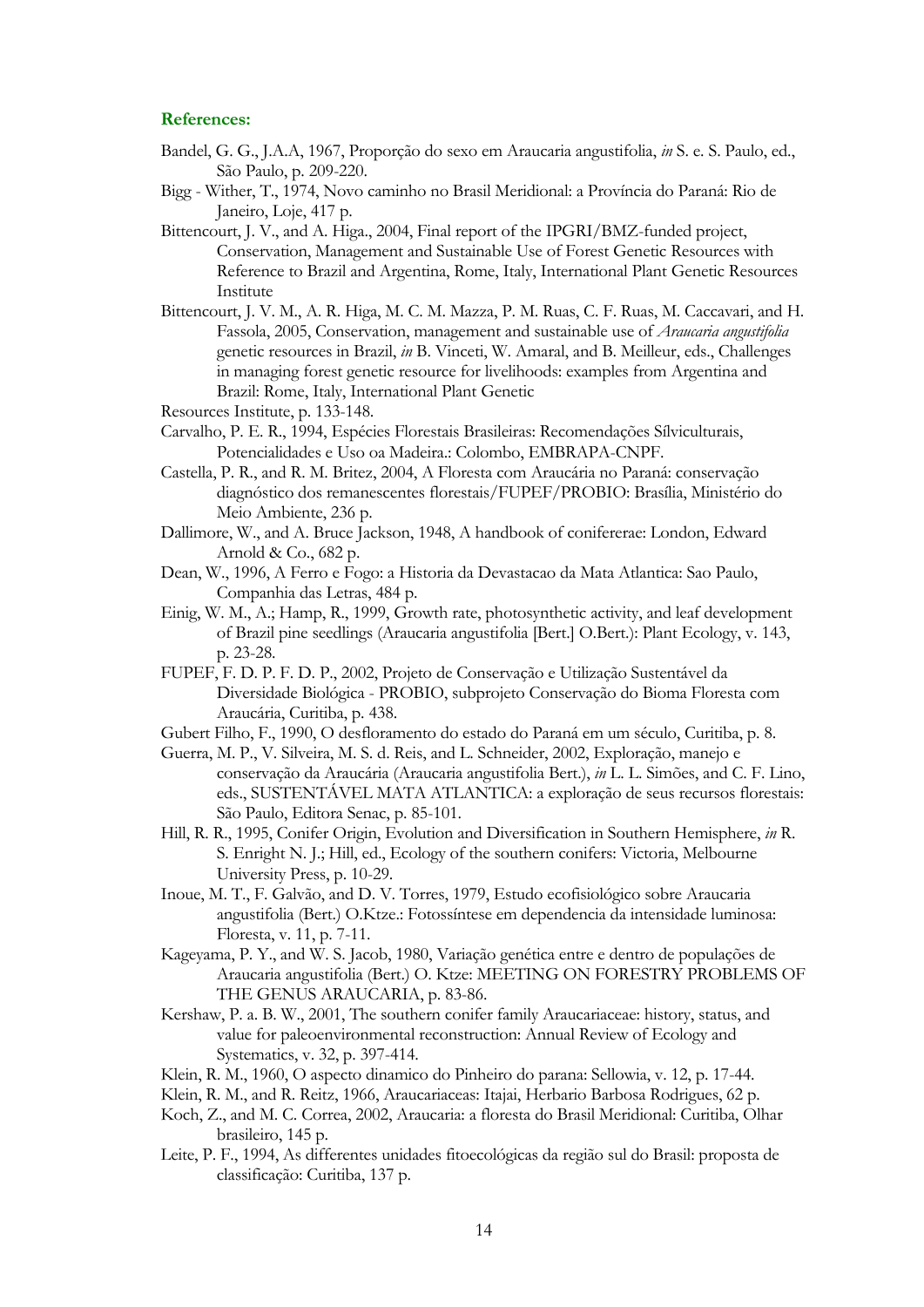**References:**

Bandel, G. G., J.A.A, 1967, Proporção do sexo em Araucaria angustifolia, *in* S. e. S. Paulo, ed., São Paulo, p. 209-220.

Bigg - Wither, T., 1974, Novo caminho no Brasil Meridional: a Província do Paraná: Rio de Janeiro, Loje, 417 p.

Bittencourt, J. V., and A. Higa., 2004, Final report of the IPGRI/BMZ-funded project, Conservation, Management and Sustainable Use of Forest Genetic Resources with Reference to Brazil and Argentina, Rome, Italy, International Plant Genetic Resources Institute

Bittencourt, J. V. M., A. R. Higa, M. C. M. Mazza, P. M. Ruas, C. F. Ruas, M. Caccavari, and H. Fassola, 2005, Conservation, management and sustainable use of *Araucaria angustifolia* genetic resources in Brazil, *in* B. Vinceti, W. Amaral, and B. Meilleur, eds., Challenges in managing forest genetic resource for livelihoods: examples from Argentina and Brazil: Rome, Italy, International Plant Genetic

Resources Institute, p. 133-148.

Carvalho, P. E. R., 1994, Espécies Florestais Brasileiras: Recomendações Sílviculturais, Potencialidades e Uso oa Madeira.: Colombo, EMBRAPA-CNPF.

Castella, P. R., and R. M. Britez, 2004, A Floresta com Araucária no Paraná: conservação diagnóstico dos remanescentes florestais/FUPEF/PROBIO: Brasília, Ministério do Meio Ambiente, 236 p.

Dallimore, W., and A. Bruce Jackson, 1948, A handbook of coniferae: London, Edward Arnold & Co., 682 p.

Dean, W., 1996, A Ferro e Fogo: a Historia da Devastacao da Mata Atlantica: Sao Paulo, Companhia das Letras, 484 p.

Einig, W. M., A.; Hamp, R., 1999, Growth rate, photosynthetic activity, and leaf development of Brazil pine seedlings (Araucaria angustifolia [Bert.] O.Bert.): Plant Ecology, v. 143, p. 23-28.

FUPEF, F. D. P. F. D. P., 2002, Projeto de Conservação e Utilização Sustentável da Diversidade Biológica - PROBIO, subprojeto Conservação do Bioma Floresta com Araucária, Curitiba, p. 438.

Gubert Filho, F., 1990, O desfloramento do estado do Paraná em um século, Curitiba, p. 8.

Guerra, M. P., V. Silveira, M. S. d. Reis, and L. Schneider, 2002, Exploração, manejo e conservação da Araucária (Araucaria angustifolia Bert.), *in* L. L. Simões, and C. F. Lino, eds., SUSTENTÁVEL MATA ATLANTICA: a exploração de seus recursos florestais: São Paulo, Editora Senac, p. 85-101.

Hill, R. R., 1995, Conifer Origin, Evolution and Diversification in Southern Hemisphere, *in* R. S. Enright N. J.; Hill, ed., Ecology of the southern conifers: Victoria, Melbourne University Press, p. 10-29.

Inoue, M. T., F. Galvão, and D. V. Torres, 1979, Estudo ecofisiológico sobre Araucaria angustifolia (Bert.) O.Ktze.: Fotossíntese em dependencia da intensidade luminosa: Floresta, v. 11, p. 7-11.

Kageyama, P. Y., and W. S. Jacob, 1980, Variação genética entre e dentro de populações de Araucaria angustifolia (Bert.) O. Ktze: MEETING ON FORESTRY PROBLEMS OF THE GENUS ARAUCARIA, p. 83-86.

Kershaw, P. a. B. W., 2001, The southern conifer family Araucariaceae: history, status, and value for paleoenvironmental reconstruction: Annual Review of Ecology and Systematics, v. 32, p. 397-414.

Klein, R. M., 1960, O aspecto dinamico do Pinheiro do parana: Sellowia, v. 12, p. 17-44.

Klein, R. M., and R. Reitz, 1966, Araucariaceas: Itajai, Herbario Barbosa Rodrigues, 62 p.

Koch, Z., and M. C. Correa, 2002, Araucaria: a floresta do Brasil Meridional: Curitiba, Olhar brasileiro, 145 p.

Leite, P. F., 1994, As differentes unidades fitoecológicas da região sul do Brasil: proposta de classificação: Curitiba, 137 p.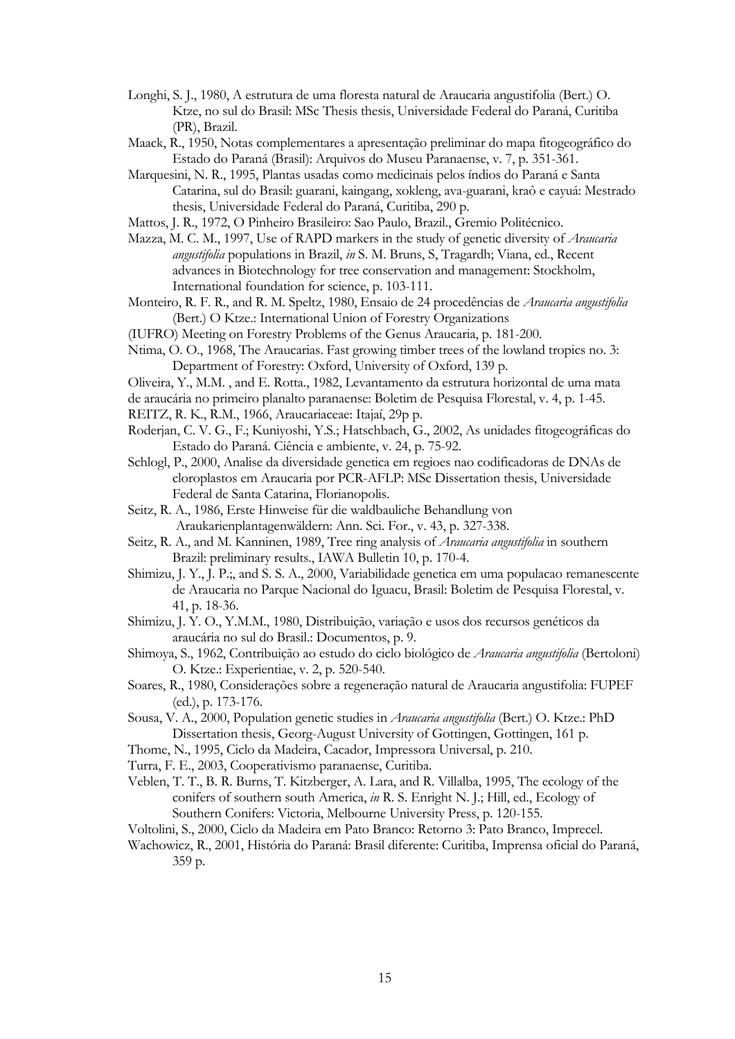Longhi, S. J., 1980, A estrutura de uma floresta natural de Araucaria angustifolia (Bert.) O. Ktze, no sul do Brasil: MSc Thesis thesis, Universidade Federal do Paraná, Curitiba (PR), Brazil.

Maack, R., 1950, Notas complementares a apresentação preliminar do mapa fitogeográfico do Estado do Paraná (Brasil): Arquivos do Museu Paranaense, v. 7, p. 351-361.

Marquesini, N. R., 1995, Plantas usadas como medicinais pelos índios do Paraná e Santa Catarina, sul do Brasil: guarani, kaingang, xokleng, ava-guarani, kraô e cayuá: Mestrado thesis, Universidade Federal do Paraná, Curitiba, 290 p.

Mattos, J. R., 1972, O Pinheiro Brasileiro: Sao Paulo, Brazil., Gremio Politécnico.

Mazza, M. C. M., 1997, Use of RAPD markers in the study of genetic diversity of *Araucaria angustifolia* populations in Brazil, *in* S. M. Bruns, S, Tragardh; Viana, ed., Recent advances in Biotechnology for tree conservation and management: Stockholm, International foundation for science, p. 103-111.

Monteiro, R. F. R., and R. M. Speltz, 1980, Ensaio de 24 procedências de *Araucaria angustifolia* (Bert.) O Ktze.: International Union of Forestry Organizations

(IUFRO) Meeting on Forestry Problems of the Genus Araucaria, p. 181-200.

Ntima, O. O., 1968, The Araucarias. Fast growing timber trees of the lowland tropics no. 3: Department of Forestry: Oxford, University of Oxford, 139 p.

Oliveira, Y., M.M. , and E. Rotta., 1982, Levantamento da estrutura horizontal de uma mata de araucária no primeiro planalto paranaense: Boletim de Pesquisa Florestal, v. 4, p. 1-45.

REITZ, R. K., R.M., 1966, Araucariaceae: Itajaí, 29p p.

Roderjan, C. V. G., F.; Kuniyoshi, Y.S.; Hatschbach, G., 2002, As unidades fitogeográficas do Estado do Paraná. Ciência e ambiente, v. 24, p. 75-92.

Schlogl, P., 2000, Analise da diversidade genetica em regioes nao codificadoras de DNAs de cloroplastos em Araucaria por PCR-AFLP: MSc Dissertation thesis, Universidade Federal de Santa Catarina, Florianopolis.

Seitz, R. A., 1986, Erste Hinweise für die waldbauliche Behandlung von Araukarienplantagenwäldern: Ann. Sci. For., v. 43, p. 327-338.

Seitz, R. A., and M. Kanninen, 1989, Tree ring analysis of *Araucaria angustifolia* in southern Brazil: preliminary results., IAWA Bulletin 10, p. 170-4.

Shimizu, J. Y., J. P.;, and S. S. A., 2000, Variabilidade genetica em uma populacao remanescente de Araucaria no Parque Nacional do Iguacu, Brasil: Boletim de Pesquisa Florestal, v. 41, p. 18-36.

Shimizu, J. Y. O., Y.M.M., 1980, Distribuição, variação e usos dos recursos genéticos da araucária no sul do Brasil.: Documentos, p. 9.

Shimoya, S., 1962, Contribuição ao estudo do ciclo biológico de *Araucaria angustifolia* (Bertoloni) O. Ktze.: Experientiae, v. 2, p. 520-540.

Soares, R., 1980, Considerações sobre a regeneração natural de Araucaria angustifolia: FUPEF (ed.), p. 173-176.

Sousa, V. A., 2000, Population genetic studies in *Araucaria angustifolia* (Bert.) O. Ktze.: PhD Dissertation thesis, Georg-August University of Gottingen, Gottingen, 161 p.

Thome, N., 1995, Ciclo da Madeira, Cacador, Impressora Universal, p. 210.

Turra, F. E., 2003, Cooperativismo paranaense, Curitiba.

Veblen, T. T., B. R. Burns, T. Kitzberger, A. Lara, and R. Villalba, 1995, The ecology of the conifers of southern south America, *in* R. S. Enright N. J.; Hill, ed., Ecology of Southern Conifers: Victoria, Melbourne University Press, p. 120-155.

Voltolini, S., 2000, Ciclo da Madeira em Pato Branco: Retorno 3: Pato Branco, Imprecel.

Wachowicz, R., 2001, História do Paraná: Brasil diferente: Curitiba, Imprensa oficial do Paraná, 359 p.